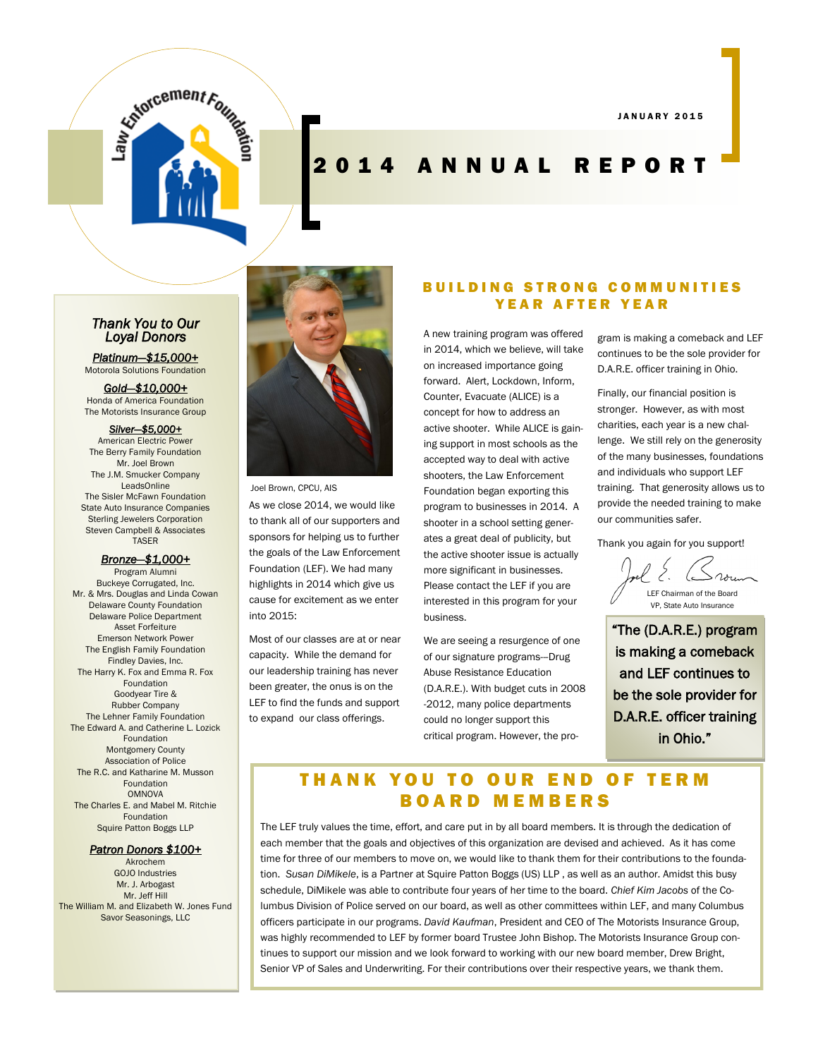January 2015

# 2014 Annual Report

## Thank You to Our Loyal Donors

**Platinum—$15,000+**
Motorola Solutions Foundation

**Gold—$10,000+**
Honda of America Foundation
The Motorists Insurance Group

**Silver—$5,000+**
American Electric Power
The Berry Family Foundation
Mr. Joel Brown
The J.M. Smucker Company
LeadsOnline
The Sisler McFawn Foundation
State Auto Insurance Companies
Sterling Jewelers Corporation
Steven Campbell & Associates
TASER

**Bronze—$1,000+**
Program Alumni
Buckeye Corrugated, Inc.
Mr. & Mrs. Douglas and Linda Cowan
Delaware County Foundation
Delaware Police Department
Asset Forfeiture
Emerson Network Power
The English Family Foundation
Findley Davies, Inc.
The Harry K. Fox and Emma R. Fox Foundation
Goodyear Tire & Rubber Company
The Lehner Family Foundation
The Edward A. and Catherine L. Lozick Foundation
Montgomery County Association of Police
The R.C. and Katharine M. Musson Foundation
OMNOVA
The Charles E. and Mabel M. Ritchie Foundation
Squire Patton Boggs LLP

**Patron Donors $100+**
Akrochem
GOJO Industries
Mr. J. Arbogast
Mr. Jeff Hill
The William M. and Elizabeth W. Jones Fund
Savor Seasonings, LLC

## Building Strong Communities Year After Year

Joel Brown, CPCU, AIS

As we close 2014, we would like to thank all of our supporters and sponsors for helping us to further the goals of the Law Enforcement Foundation (LEF). We had many highlights in 2014 which give us cause for excitement as we enter into 2015:

Most of our classes are at or near capacity. While the demand for our leadership training has never been greater, the onus is on the LEF to find the funds and support to expand our class offerings.

A new training program was offered in 2014, which we believe, will take on increased importance going forward. Alert, Lockdown, Inform, Counter, Evacuate (ALICE) is a concept for how to address an active shooter. While ALICE is gaining support in most schools as the accepted way to deal with active shooters, the Law Enforcement Foundation began exporting this program to businesses in 2014. A shooter in a school setting generates a great deal of publicity, but the active shooter issue is actually more significant in businesses. Please contact the LEF if you are interested in this program for your business.

We are seeing a resurgence of one of our signature programs—Drug Abuse Resistance Education (D.A.R.E.). With budget cuts in 2008-2012, many police departments could no longer support this critical program. However, the program is making a comeback and LEF continues to be the sole provider for D.A.R.E. officer training in Ohio.

Finally, our financial position is stronger. However, as with most charities, each year is a new challenge. We still rely on the generosity of the many businesses, foundations and individuals who support LEF training. That generosity allows us to provide the needed training to make our communities safer.

Thank you again for you support!

LEF Chairman of the Board
VP, State Auto Insurance

> "The (D.A.R.E.) program is making a comeback and LEF continues to be the sole provider for D.A.R.E. officer training in Ohio."

## Thank You to Our End of Term Board Members

The LEF truly values the time, effort, and care put in by all board members. It is through the dedication of each member that the goals and objectives of this organization are devised and achieved. As it has come time for three of our members to move on, we would like to thank them for their contributions to the foundation. *Susan DiMikele*, is a Partner at Squire Patton Boggs (US) LLP , as well as an author. Amidst this busy schedule, DiMikele was able to contribute four years of her time to the board. *Chief Kim Jacobs* of the Columbus Division of Police served on our board, as well as other committees within LEF, and many Columbus officers participate in our programs. *David Kaufman*, President and CEO of The Motorists Insurance Group, was highly recommended to LEF by former board Trustee John Bishop. The Motorists Insurance Group continues to support our mission and we look forward to working with our new board member, Drew Bright, Senior VP of Sales and Underwriting. For their contributions over their respective years, we thank them.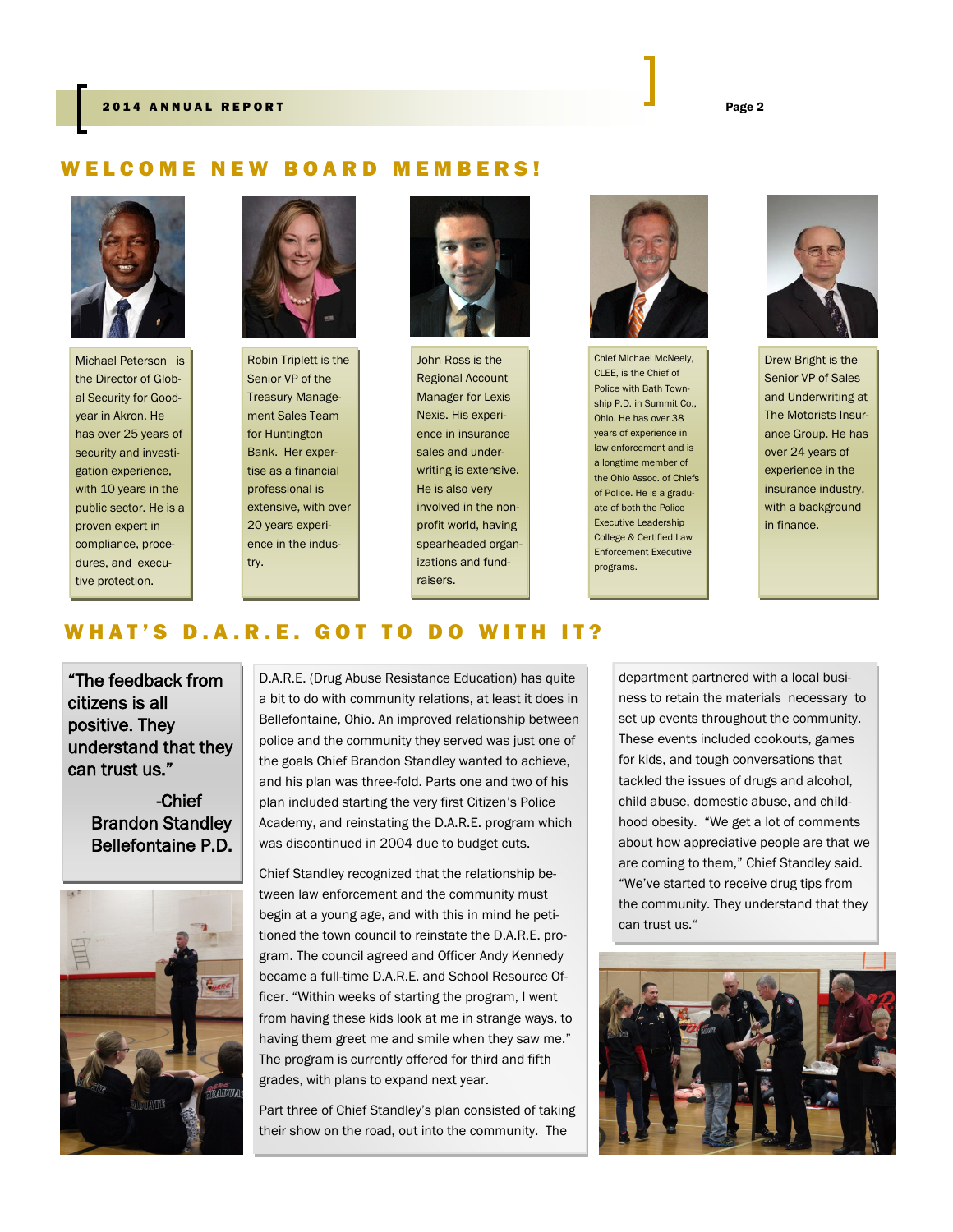## WELCOME NEW BOARD MEMBERS!

Michael Peterson is the Director of Global Security for Goodyear in Akron. He has over 25 years of security and investigation experience, with 10 years in the public sector. He is a proven expert in compliance, procedures, and executive protection.

Robin Triplett is the Senior VP of the Treasury Management Sales Team for Huntington Bank. Her expertise as a financial professional is extensive, with over 20 years experience in the industry.

John Ross is the Regional Account Manager for Lexis Nexis. His experience in insurance sales and underwriting is extensive. He is also very involved in the nonprofit world, having spearheaded organizations and fundraisers.

Chief Michael McNeely, CLEE, is the Chief of Police with Bath Township P.D. in Summit Co., Ohio. He has over 38 years of experience in law enforcement and is a longtime member of the Ohio Assoc. of Chiefs of Police. He is a graduate of both the Police Executive Leadership College & Certified Law Enforcement Executive programs.

Drew Bright is the Senior VP of Sales and Underwriting at The Motorists Insurance Group. He has over 24 years of experience in the insurance industry, with a background in finance.

## WHAT'S D.A.R.E. GOT TO DO WITH IT?

> "The feedback from citizens is all positive. They understand that they can trust us."
>
> -Chief Brandon Standley Bellefontaine P.D.

D.A.R.E. (Drug Abuse Resistance Education) has quite a bit to do with community relations, at least it does in Bellefontaine, Ohio. An improved relationship between police and the community they served was just one of the goals Chief Brandon Standley wanted to achieve, and his plan was three-fold. Parts one and two of his plan included starting the very first Citizen's Police Academy, and reinstating the D.A.R.E. program which was discontinued in 2004 due to budget cuts.

Chief Standley recognized that the relationship between law enforcement and the community must begin at a young age, and with this in mind he petitioned the town council to reinstate the D.A.R.E. program. The council agreed and Officer Andy Kennedy became a full-time D.A.R.E. and School Resource Officer. "Within weeks of starting the program, I went from having these kids look at me in strange ways, to having them greet me and smile when they saw me." The program is currently offered for third and fifth grades, with plans to expand next year.

Part three of Chief Standley's plan consisted of taking their show on the road, out into the community. The department partnered with a local business to retain the materials necessary to set up events throughout the community. These events included cookouts, games for kids, and tough conversations that tackled the issues of drugs and alcohol, child abuse, domestic abuse, and childhood obesity. "We get a lot of comments about how appreciative people are that we are coming to them," Chief Standley said. "We've started to receive drug tips from the community. They understand that they can trust us."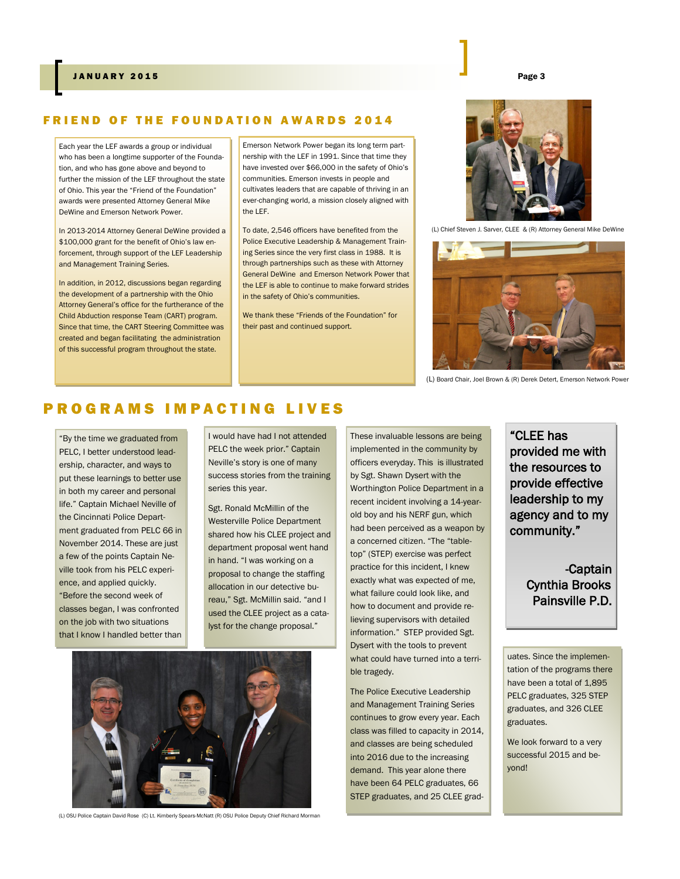## FRIEND OF THE FOUNDATION AWARDS 2014

Each year the LEF awards a group or individual who has been a longtime supporter of the Foundation, and who has gone above and beyond to further the mission of the LEF throughout the state of Ohio. This year the "Friend of the Foundation" awards were presented Attorney General Mike DeWine and Emerson Network Power.

In 2013-2014 Attorney General DeWine provided a $100,000 grant for the benefit of Ohio's law enforcement, through support of the LEF Leadership and Management Training Series.

In addition, in 2012, discussions began regarding the development of a partnership with the Ohio Attorney General's office for the furtherance of the Child Abduction response Team (CART) program. Since that time, the CART Steering Committee was created and began facilitating the administration of this successful program throughout the state.

Emerson Network Power began its long term partnership with the LEF in 1991. Since that time they have invested over $66,000 in the safety of Ohio's communities. Emerson invests in people and cultivates leaders that are capable of thriving in an ever-changing world, a mission closely aligned with the LEF.

To date, 2,546 officers have benefited from the Police Executive Leadership & Management Training Series since the very first class in 1988. It is through partnerships such as these with Attorney General DeWine and Emerson Network Power that the LEF is able to continue to make forward strides in the safety of Ohio's communities.

We thank these "Friends of the Foundation" for their past and continued support.

(L) Chief Steven J. Sarver, CLEE & (R) Attorney General Mike DeWine

(L) Board Chair, Joel Brown & (R) Derek Detert, Emerson Network Power

## PROGRAMS IMPACTING LIVES

"By the time we graduated from PELC, I better understood leadership, character, and ways to put these learnings to better use in both my career and personal life." Captain Michael Neville of the Cincinnati Police Department graduated from PELC 66 in November 2014. These are just a few of the points Captain Neville took from his PELC experience, and applied quickly. "Before the second week of classes began, I was confronted on the job with two situations that I know I handled better than I would have had I not attended PELC the week prior." Captain Neville's story is one of many success stories from the training series this year.

Sgt. Ronald McMillin of the Westerville Police Department shared how his CLEE project and department proposal went hand in hand. "I was working on a proposal to change the staffing allocation in our detective bureau," Sgt. McMillin said. "and I used the CLEE project as a catalyst for the change proposal."

(L) OSU Police Captain David Rose (C) Lt. Kimberly Spears-McNatt (R) OSU Police Deputy Chief Richard Morman

These invaluable lessons are being implemented in the community by officers everyday. This is illustrated by Sgt. Shawn Dysert with the Worthington Police Department in a recent incident involving a 14-year-old boy and his NERF gun, which had been perceived as a weapon by a concerned citizen. "The "table-top" (STEP) exercise was perfect practice for this incident, I knew exactly what was expected of me, what failure could look like, and how to document and provide relieving supervisors with detailed information." STEP provided Sgt. Dysert with the tools to prevent what could have turned into a terrible tragedy.

The Police Executive Leadership and Management Training Series continues to grow every year. Each class was filled to capacity in 2014, and classes are being scheduled into 2016 due to the increasing demand. This year alone there have been 64 PELC graduates, 66 STEP graduates, and 25 CLEE graduates. Since the implementation of the programs there have been a total of 1,895 PELC graduates, 325 STEP graduates, and 326 CLEE graduates.

We look forward to a very successful 2015 and beyond!

> "CLEE has provided me with the resources to provide effective leadership to my agency and to my community."
>
> -Captain Cynthia Brooks
> Painsville P.D.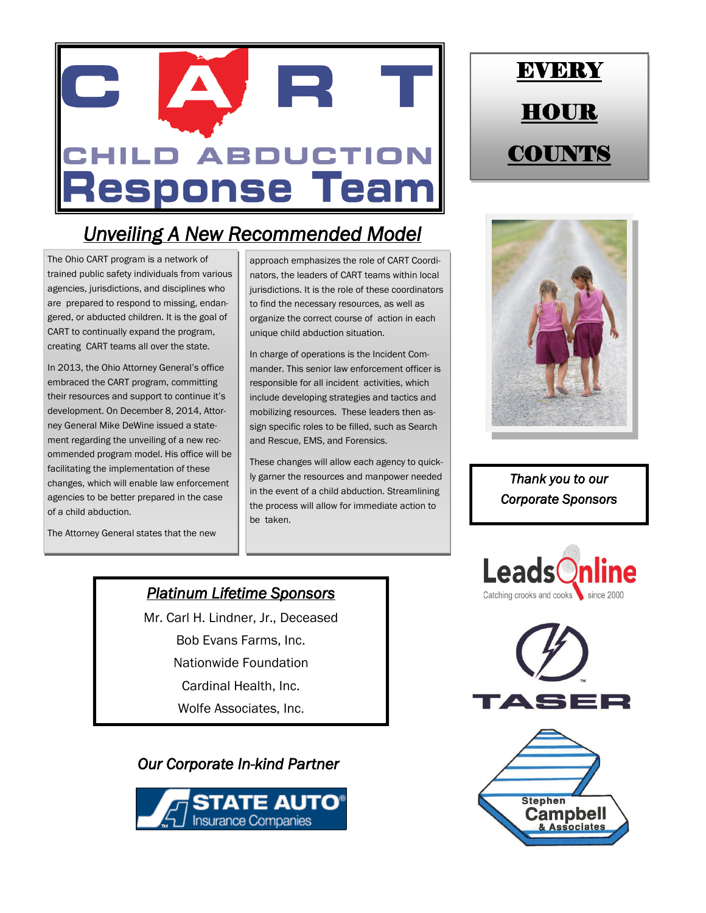# CART

# CHILD ABDUCTION Response Team

**EVERY HOUR COUNTS**

## *Unveiling A New Recommended Model*

The Ohio CART program is a network of trained public safety individuals from various agencies, jurisdictions, and disciplines who are prepared to respond to missing, endangered, or abducted children. It is the goal of CART to continually expand the program, creating CART teams all over the state.

In 2013, the Ohio Attorney General's office embraced the CART program, committing their resources and support to continue it's development. On December 8, 2014, Attorney General Mike DeWine issued a statement regarding the unveiling of a new recommended program model. His office will be facilitating the implementation of these changes, which will enable law enforcement agencies to be better prepared in the case of a child abduction.

The Attorney General states that the new approach emphasizes the role of CART Coordinators, the leaders of CART teams within local jurisdictions. It is the role of these coordinators to find the necessary resources, as well as organize the correct course of action in each unique child abduction situation.

In charge of operations is the Incident Commander. This senior law enforcement officer is responsible for all incident activities, which include developing strategies and tactics and mobilizing resources. These leaders then assign specific roles to be filled, such as Search and Rescue, EMS, and Forensics.

These changes will allow each agency to quickly garner the resources and manpower needed in the event of a child abduction. Streamlining the process will allow for immediate action to be taken.

*Thank you to our Corporate Sponsors*

LeadsOnline — Catching crooks and cooks since 2000

TASER

Stephen Campbell & Associates

### *Platinum Lifetime Sponsors*

Mr. Carl H. Lindner, Jr., Deceased

Bob Evans Farms, Inc.

Nationwide Foundation

Cardinal Health, Inc.

Wolfe Associates, Inc.

### *Our Corporate In-kind Partner*

STATE AUTO® Insurance Companies